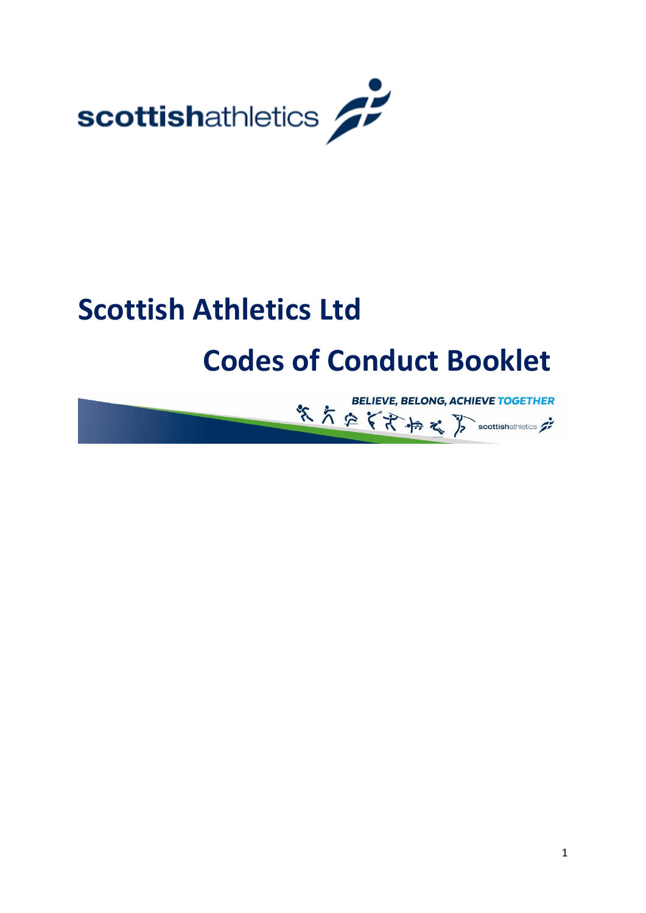# Scottish Athletics Ltd

# Codes of Conduct Booklet

BELIEVE, BELONG, ACHIEVE TOGETHER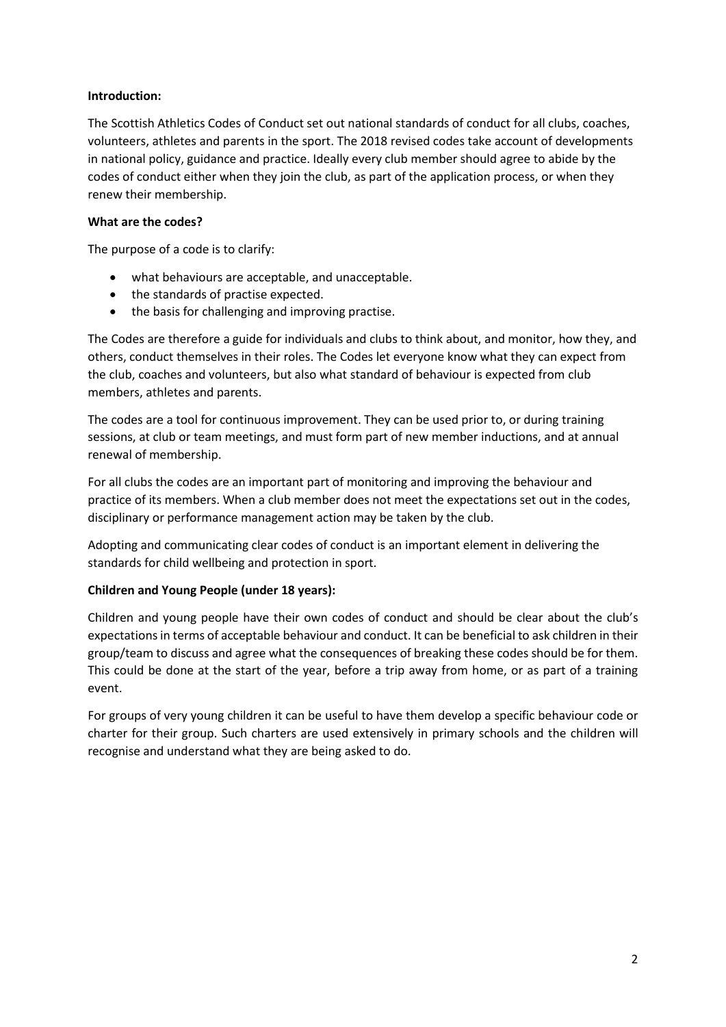**Introduction:**

The Scottish Athletics Codes of Conduct set out national standards of conduct for all clubs, coaches, volunteers, athletes and parents in the sport. The 2018 revised codes take account of developments in national policy, guidance and practice. Ideally every club member should agree to abide by the codes of conduct either when they join the club, as part of the application process, or when they renew their membership.

**What are the codes?**

The purpose of a code is to clarify:

- what behaviours are acceptable, and unacceptable.
- the standards of practise expected.
- the basis for challenging and improving practise.

The Codes are therefore a guide for individuals and clubs to think about, and monitor, how they, and others, conduct themselves in their roles. The Codes let everyone know what they can expect from the club, coaches and volunteers, but also what standard of behaviour is expected from club members, athletes and parents.

The codes are a tool for continuous improvement. They can be used prior to, or during training sessions, at club or team meetings, and must form part of new member inductions, and at annual renewal of membership.

For all clubs the codes are an important part of monitoring and improving the behaviour and practice of its members. When a club member does not meet the expectations set out in the codes, disciplinary or performance management action may be taken by the club.

Adopting and communicating clear codes of conduct is an important element in delivering the standards for child wellbeing and protection in sport.

**Children and Young People (under 18 years):**

Children and young people have their own codes of conduct and should be clear about the club's expectations in terms of acceptable behaviour and conduct. It can be beneficial to ask children in their group/team to discuss and agree what the consequences of breaking these codes should be for them. This could be done at the start of the year, before a trip away from home, or as part of a training event.

For groups of very young children it can be useful to have them develop a specific behaviour code or charter for their group. Such charters are used extensively in primary schools and the children will recognise and understand what they are being asked to do.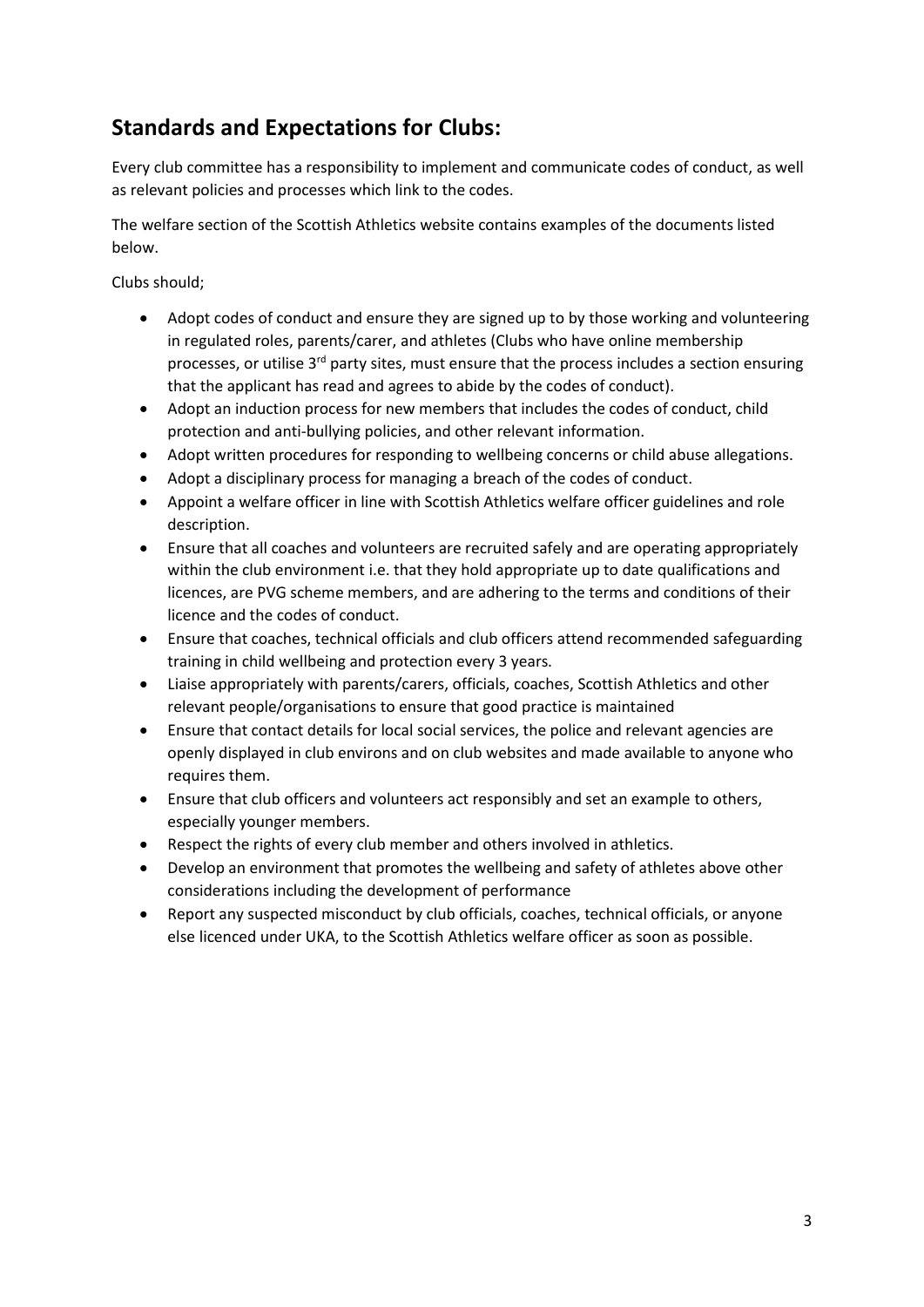## Standards and Expectations for Clubs:

Every club committee has a responsibility to implement and communicate codes of conduct, as well as relevant policies and processes which link to the codes.

The welfare section of the Scottish Athletics website contains examples of the documents listed below.

Clubs should;

- Adopt codes of conduct and ensure they are signed up to by those working and volunteering in regulated roles, parents/carer, and athletes (Clubs who have online membership processes, or utilise 3rd party sites, must ensure that the process includes a section ensuring that the applicant has read and agrees to abide by the codes of conduct).
- Adopt an induction process for new members that includes the codes of conduct, child protection and anti-bullying policies, and other relevant information.
- Adopt written procedures for responding to wellbeing concerns or child abuse allegations.
- Adopt a disciplinary process for managing a breach of the codes of conduct.
- Appoint a welfare officer in line with Scottish Athletics welfare officer guidelines and role description.
- Ensure that all coaches and volunteers are recruited safely and are operating appropriately within the club environment i.e. that they hold appropriate up to date qualifications and licences, are PVG scheme members, and are adhering to the terms and conditions of their licence and the codes of conduct.
- Ensure that coaches, technical officials and club officers attend recommended safeguarding training in child wellbeing and protection every 3 years.
- Liaise appropriately with parents/carers, officials, coaches, Scottish Athletics and other relevant people/organisations to ensure that good practice is maintained
- Ensure that contact details for local social services, the police and relevant agencies are openly displayed in club environs and on club websites and made available to anyone who requires them.
- Ensure that club officers and volunteers act responsibly and set an example to others, especially younger members.
- Respect the rights of every club member and others involved in athletics.
- Develop an environment that promotes the wellbeing and safety of athletes above other considerations including the development of performance
- Report any suspected misconduct by club officials, coaches, technical officials, or anyone else licenced under UKA, to the Scottish Athletics welfare officer as soon as possible.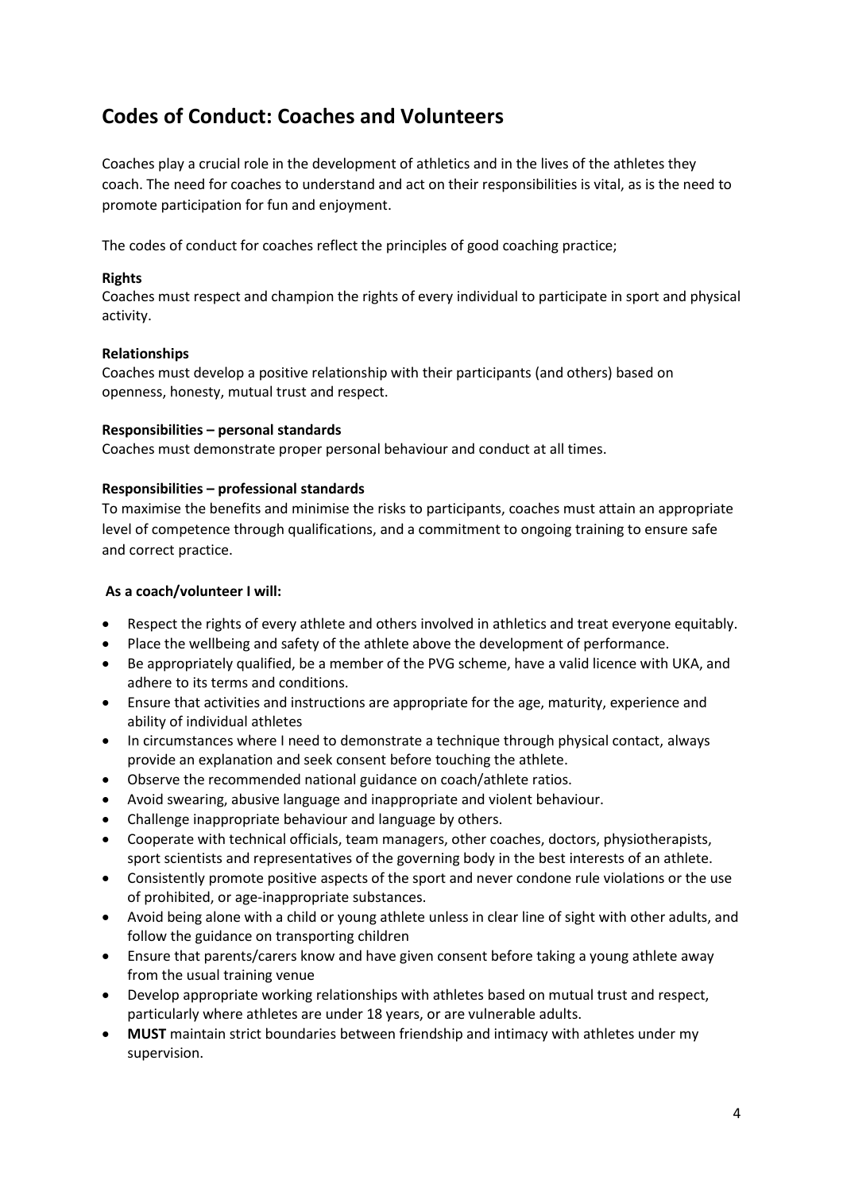## Codes of Conduct: Coaches and Volunteers

Coaches play a crucial role in the development of athletics and in the lives of the athletes they coach. The need for coaches to understand and act on their responsibilities is vital, as is the need to promote participation for fun and enjoyment.

The codes of conduct for coaches reflect the principles of good coaching practice;

**Rights**
Coaches must respect and champion the rights of every individual to participate in sport and physical activity.

**Relationships**
Coaches must develop a positive relationship with their participants (and others) based on openness, honesty, mutual trust and respect.

**Responsibilities – personal standards**
Coaches must demonstrate proper personal behaviour and conduct at all times.

**Responsibilities – professional standards**
To maximise the benefits and minimise the risks to participants, coaches must attain an appropriate level of competence through qualifications, and a commitment to ongoing training to ensure safe and correct practice.

**As a coach/volunteer I will:**

- Respect the rights of every athlete and others involved in athletics and treat everyone equitably.
- Place the wellbeing and safety of the athlete above the development of performance.
- Be appropriately qualified, be a member of the PVG scheme, have a valid licence with UKA, and adhere to its terms and conditions.
- Ensure that activities and instructions are appropriate for the age, maturity, experience and ability of individual athletes
- In circumstances where I need to demonstrate a technique through physical contact, always provide an explanation and seek consent before touching the athlete.
- Observe the recommended national guidance on coach/athlete ratios.
- Avoid swearing, abusive language and inappropriate and violent behaviour.
- Challenge inappropriate behaviour and language by others.
- Cooperate with technical officials, team managers, other coaches, doctors, physiotherapists, sport scientists and representatives of the governing body in the best interests of an athlete.
- Consistently promote positive aspects of the sport and never condone rule violations or the use of prohibited, or age-inappropriate substances.
- Avoid being alone with a child or young athlete unless in clear line of sight with other adults, and follow the guidance on transporting children
- Ensure that parents/carers know and have given consent before taking a young athlete away from the usual training venue
- Develop appropriate working relationships with athletes based on mutual trust and respect, particularly where athletes are under 18 years, or are vulnerable adults.
- **MUST** maintain strict boundaries between friendship and intimacy with athletes under my supervision.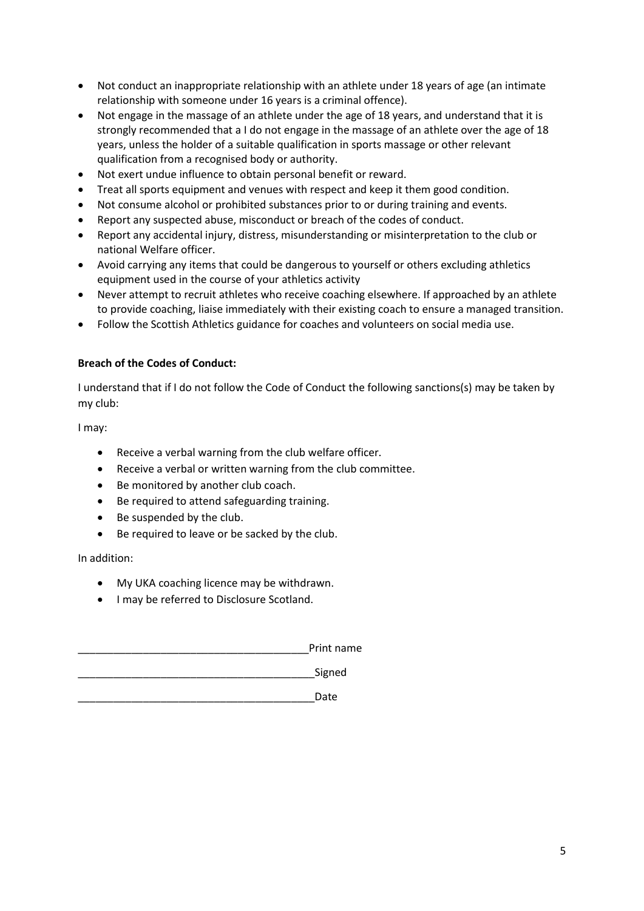- Not conduct an inappropriate relationship with an athlete under 18 years of age (an intimate relationship with someone under 16 years is a criminal offence).
- Not engage in the massage of an athlete under the age of 18 years, and understand that it is strongly recommended that a I do not engage in the massage of an athlete over the age of 18 years, unless the holder of a suitable qualification in sports massage or other relevant qualification from a recognised body or authority.
- Not exert undue influence to obtain personal benefit or reward.
- Treat all sports equipment and venues with respect and keep it them good condition.
- Not consume alcohol or prohibited substances prior to or during training and events.
- Report any suspected abuse, misconduct or breach of the codes of conduct.
- Report any accidental injury, distress, misunderstanding or misinterpretation to the club or national Welfare officer.
- Avoid carrying any items that could be dangerous to yourself or others excluding athletics equipment used in the course of your athletics activity
- Never attempt to recruit athletes who receive coaching elsewhere. If approached by an athlete to provide coaching, liaise immediately with their existing coach to ensure a managed transition.
- Follow the Scottish Athletics guidance for coaches and volunteers on social media use.

**Breach of the Codes of Conduct:**

I understand that if I do not follow the Code of Conduct the following sanctions(s) may be taken by my club:

I may:

- Receive a verbal warning from the club welfare officer.
- Receive a verbal or written warning from the club committee.
- Be monitored by another club coach.
- Be required to attend safeguarding training.
- Be suspended by the club.
- Be required to leave or be sacked by the club.

In addition:

- My UKA coaching licence may be withdrawn.
- I may be referred to Disclosure Scotland.

_______________________________________Print name

________________________________________Signed

________________________________________Date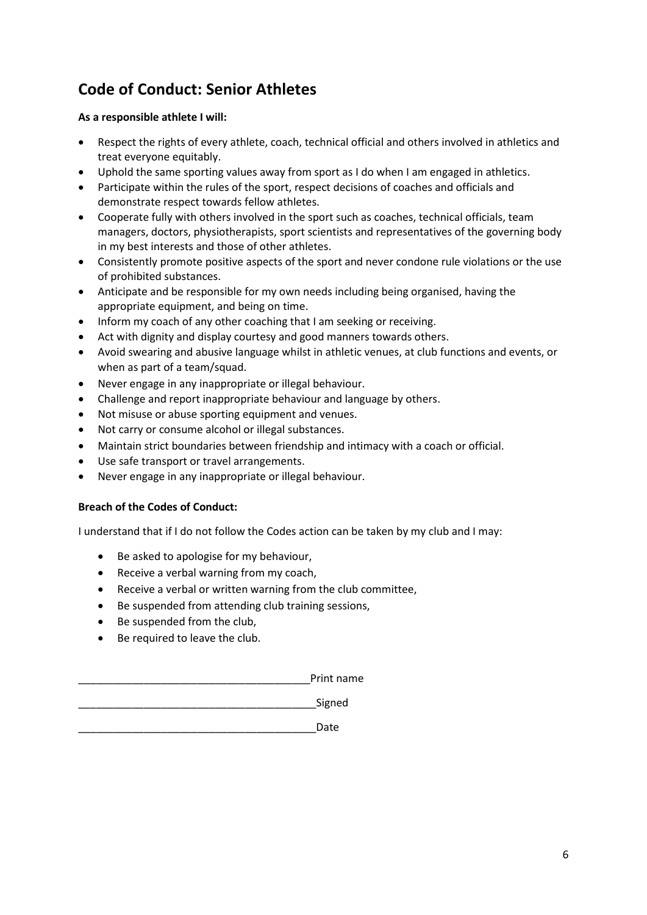## Code of Conduct: Senior Athletes

**As a responsible athlete I will:**

- Respect the rights of every athlete, coach, technical official and others involved in athletics and treat everyone equitably.
- Uphold the same sporting values away from sport as I do when I am engaged in athletics.
- Participate within the rules of the sport, respect decisions of coaches and officials and demonstrate respect towards fellow athletes.
- Cooperate fully with others involved in the sport such as coaches, technical officials, team managers, doctors, physiotherapists, sport scientists and representatives of the governing body in my best interests and those of other athletes.
- Consistently promote positive aspects of the sport and never condone rule violations or the use of prohibited substances.
- Anticipate and be responsible for my own needs including being organised, having the appropriate equipment, and being on time.
- Inform my coach of any other coaching that I am seeking or receiving.
- Act with dignity and display courtesy and good manners towards others.
- Avoid swearing and abusive language whilst in athletic venues, at club functions and events, or when as part of a team/squad.
- Never engage in any inappropriate or illegal behaviour.
- Challenge and report inappropriate behaviour and language by others.
- Not misuse or abuse sporting equipment and venues.
- Not carry or consume alcohol or illegal substances.
- Maintain strict boundaries between friendship and intimacy with a coach or official.
- Use safe transport or travel arrangements.
- Never engage in any inappropriate or illegal behaviour.

**Breach of the Codes of Conduct:**

I understand that if I do not follow the Codes action can be taken by my club and I may:

- Be asked to apologise for my behaviour,
- Receive a verbal warning from my coach,
- Receive a verbal or written warning from the club committee,
- Be suspended from attending club training sessions,
- Be suspended from the club,
- Be required to leave the club.

_______________________________________Print name

_________________________________________Signed

_________________________________________Date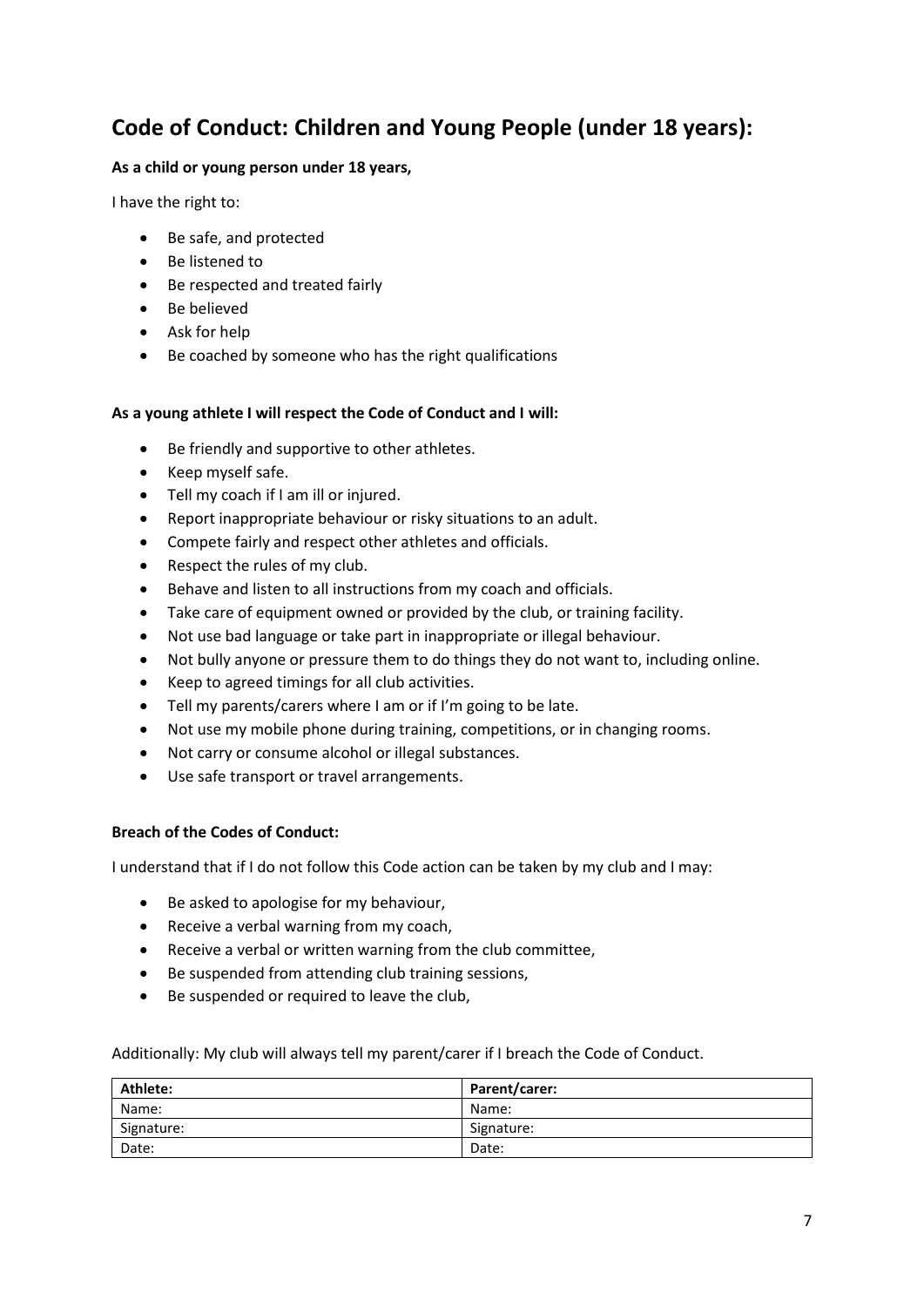# Code of Conduct: Children and Young People (under 18 years):

**As a child or young person under 18 years,**

I have the right to:

- Be safe, and protected
- Be listened to
- Be respected and treated fairly
- Be believed
- Ask for help
- Be coached by someone who has the right qualifications

**As a young athlete I will respect the Code of Conduct and I will:**

- Be friendly and supportive to other athletes.
- Keep myself safe.
- Tell my coach if I am ill or injured.
- Report inappropriate behaviour or risky situations to an adult.
- Compete fairly and respect other athletes and officials.
- Respect the rules of my club.
- Behave and listen to all instructions from my coach and officials.
- Take care of equipment owned or provided by the club, or training facility.
- Not use bad language or take part in inappropriate or illegal behaviour.
- Not bully anyone or pressure them to do things they do not want to, including online.
- Keep to agreed timings for all club activities.
- Tell my parents/carers where I am or if I'm going to be late.
- Not use my mobile phone during training, competitions, or in changing rooms.
- Not carry or consume alcohol or illegal substances.
- Use safe transport or travel arrangements.

**Breach of the Codes of Conduct:**

I understand that if I do not follow this Code action can be taken by my club and I may:

- Be asked to apologise for my behaviour,
- Receive a verbal warning from my coach,
- Receive a verbal or written warning from the club committee,
- Be suspended from attending club training sessions,
- Be suspended or required to leave the club,

Additionally: My club will always tell my parent/carer if I breach the Code of Conduct.

| **Athlete:** | **Parent/carer:** |
|---|---|
| Name: | Name: |
| Signature: | Signature: |
| Date: | Date: |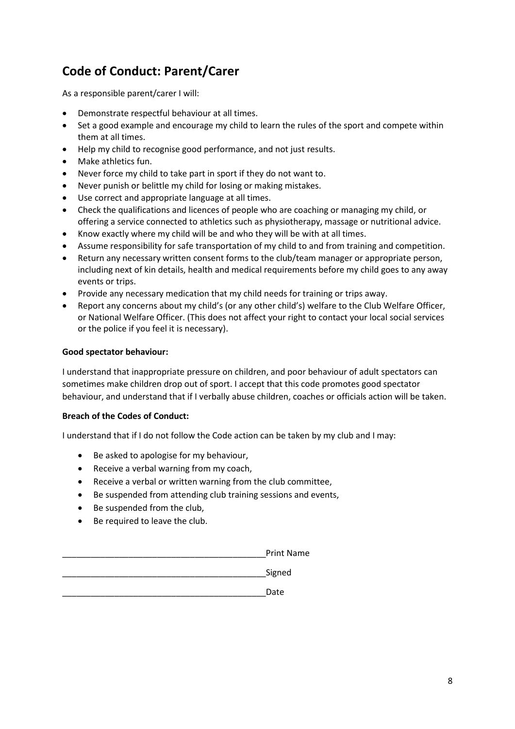## Code of Conduct: Parent/Carer

As a responsible parent/carer I will:

- Demonstrate respectful behaviour at all times.
- Set a good example and encourage my child to learn the rules of the sport and compete within them at all times.
- Help my child to recognise good performance, and not just results.
- Make athletics fun.
- Never force my child to take part in sport if they do not want to.
- Never punish or belittle my child for losing or making mistakes.
- Use correct and appropriate language at all times.
- Check the qualifications and licences of people who are coaching or managing my child, or offering a service connected to athletics such as physiotherapy, massage or nutritional advice.
- Know exactly where my child will be and who they will be with at all times.
- Assume responsibility for safe transportation of my child to and from training and competition.
- Return any necessary written consent forms to the club/team manager or appropriate person, including next of kin details, health and medical requirements before my child goes to any away events or trips.
- Provide any necessary medication that my child needs for training or trips away.
- Report any concerns about my child's (or any other child's) welfare to the Club Welfare Officer, or National Welfare Officer. (This does not affect your right to contact your local social services or the police if you feel it is necessary).

**Good spectator behaviour:**

I understand that inappropriate pressure on children, and poor behaviour of adult spectators can sometimes make children drop out of sport. I accept that this code promotes good spectator behaviour, and understand that if I verbally abuse children, coaches or officials action will be taken.

**Breach of the Codes of Conduct:**

I understand that if I do not follow the Code action can be taken by my club and I may:

- Be asked to apologise for my behaviour,
- Receive a verbal warning from my coach,
- Receive a verbal or written warning from the club committee,
- Be suspended from attending club training sessions and events,
- Be suspended from the club,
- Be required to leave the club.

____________________________________________Print Name

____________________________________________Signed

____________________________________________Date